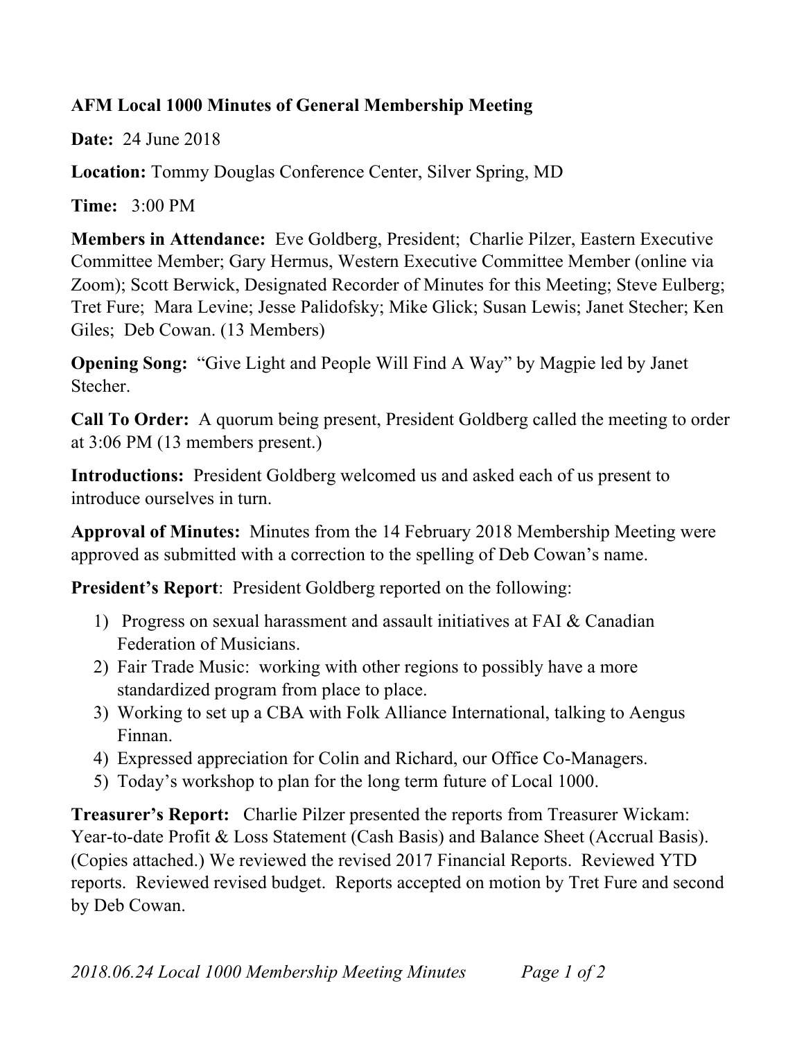**AFM Local 1000 Minutes of General Membership Meeting**

**Date:** 24 June 2018

**Location:** Tommy Douglas Conference Center, Silver Spring, MD

**Time:** 3:00 PM

**Members in Attendance:** Eve Goldberg, President; Charlie Pilzer, Eastern Executive Committee Member; Gary Hermus, Western Executive Committee Member (online via Zoom); Scott Berwick, Designated Recorder of Minutes for this Meeting; Steve Eulberg; Tret Fure; Mara Levine; Jesse Palidofsky; Mike Glick; Susan Lewis; Janet Stecher; Ken Giles; Deb Cowan. (13 Members)

**Opening Song:** "Give Light and People Will Find A Way" by Magpie led by Janet Stecher.

**Call To Order:** A quorum being present, President Goldberg called the meeting to order at 3:06 PM (13 members present.)

**Introductions:** President Goldberg welcomed us and asked each of us present to introduce ourselves in turn.

**Approval of Minutes:** Minutes from the 14 February 2018 Membership Meeting were approved as submitted with a correction to the spelling of Deb Cowan's name.

**President's Report**: President Goldberg reported on the following:

1) Progress on sexual harassment and assault initiatives at FAI & Canadian Federation of Musicians.
2) Fair Trade Music: working with other regions to possibly have a more standardized program from place to place.
3) Working to set up a CBA with Folk Alliance International, talking to Aengus Finnan.
4) Expressed appreciation for Colin and Richard, our Office Co-Managers.
5) Today's workshop to plan for the long term future of Local 1000.

**Treasurer's Report:** Charlie Pilzer presented the reports from Treasurer Wickam: Year-to-date Profit & Loss Statement (Cash Basis) and Balance Sheet (Accrual Basis). (Copies attached.) We reviewed the revised 2017 Financial Reports. Reviewed YTD reports. Reviewed revised budget. Reports accepted on motion by Tret Fure and second by Deb Cowan.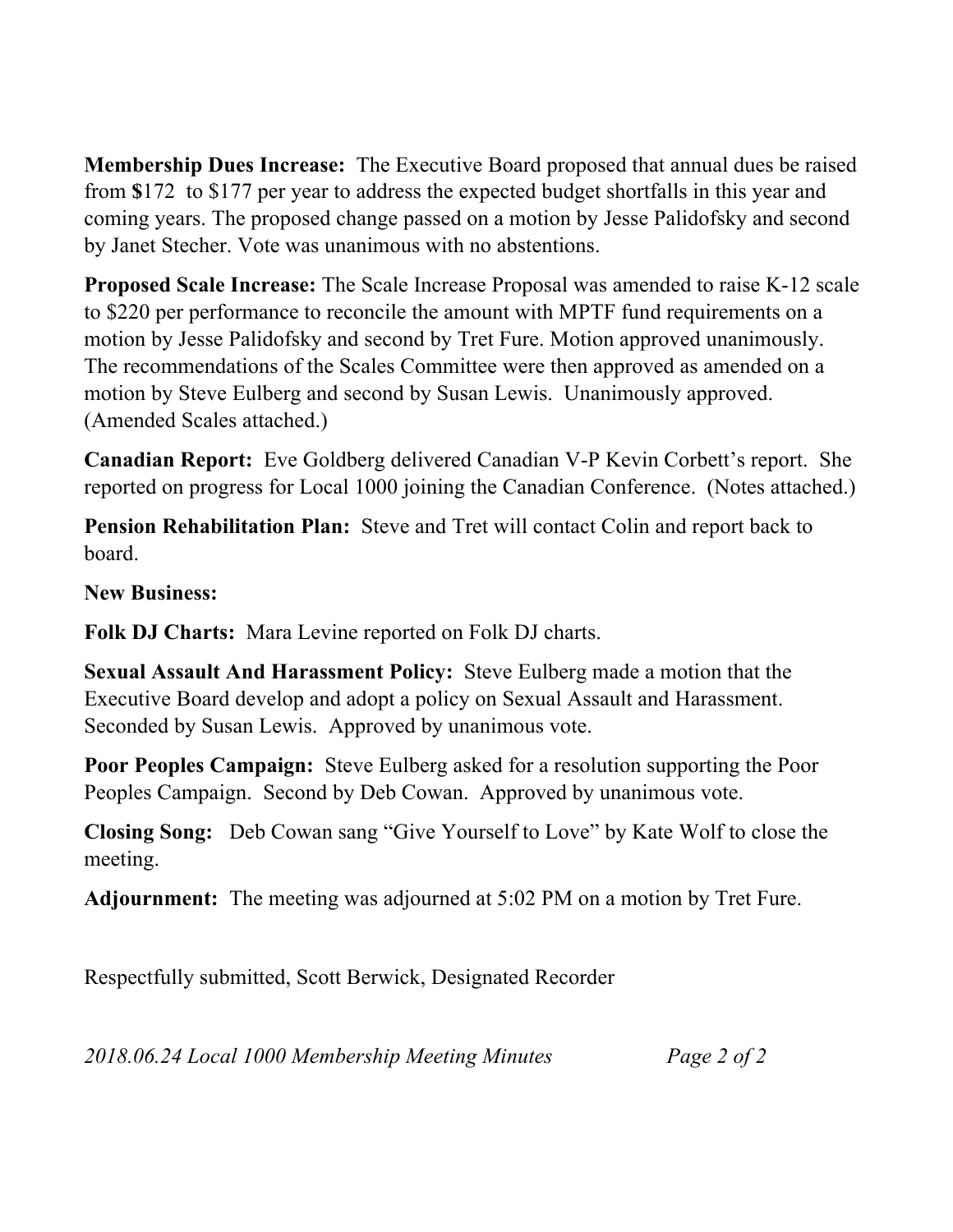**Membership Dues Increase:** The Executive Board proposed that annual dues be raised from **$**172 to $177 per year to address the expected budget shortfalls in this year and coming years. The proposed change passed on a motion by Jesse Palidofsky and second by Janet Stecher. Vote was unanimous with no abstentions.

**Proposed Scale Increase:** The Scale Increase Proposal was amended to raise K-12 scale to $220 per performance to reconcile the amount with MPTF fund requirements on a motion by Jesse Palidofsky and second by Tret Fure. Motion approved unanimously. The recommendations of the Scales Committee were then approved as amended on a motion by Steve Eulberg and second by Susan Lewis. Unanimously approved. (Amended Scales attached.)

**Canadian Report:** Eve Goldberg delivered Canadian V-P Kevin Corbett's report. She reported on progress for Local 1000 joining the Canadian Conference. (Notes attached.)

**Pension Rehabilitation Plan:** Steve and Tret will contact Colin and report back to board.

**New Business:**

**Folk DJ Charts:** Mara Levine reported on Folk DJ charts.

**Sexual Assault And Harassment Policy:** Steve Eulberg made a motion that the Executive Board develop and adopt a policy on Sexual Assault and Harassment. Seconded by Susan Lewis. Approved by unanimous vote.

**Poor Peoples Campaign:** Steve Eulberg asked for a resolution supporting the Poor Peoples Campaign. Second by Deb Cowan. Approved by unanimous vote.

**Closing Song:** Deb Cowan sang "Give Yourself to Love" by Kate Wolf to close the meeting.

**Adjournment:** The meeting was adjourned at 5:02 PM on a motion by Tret Fure.

Respectfully submitted, Scott Berwick, Designated Recorder